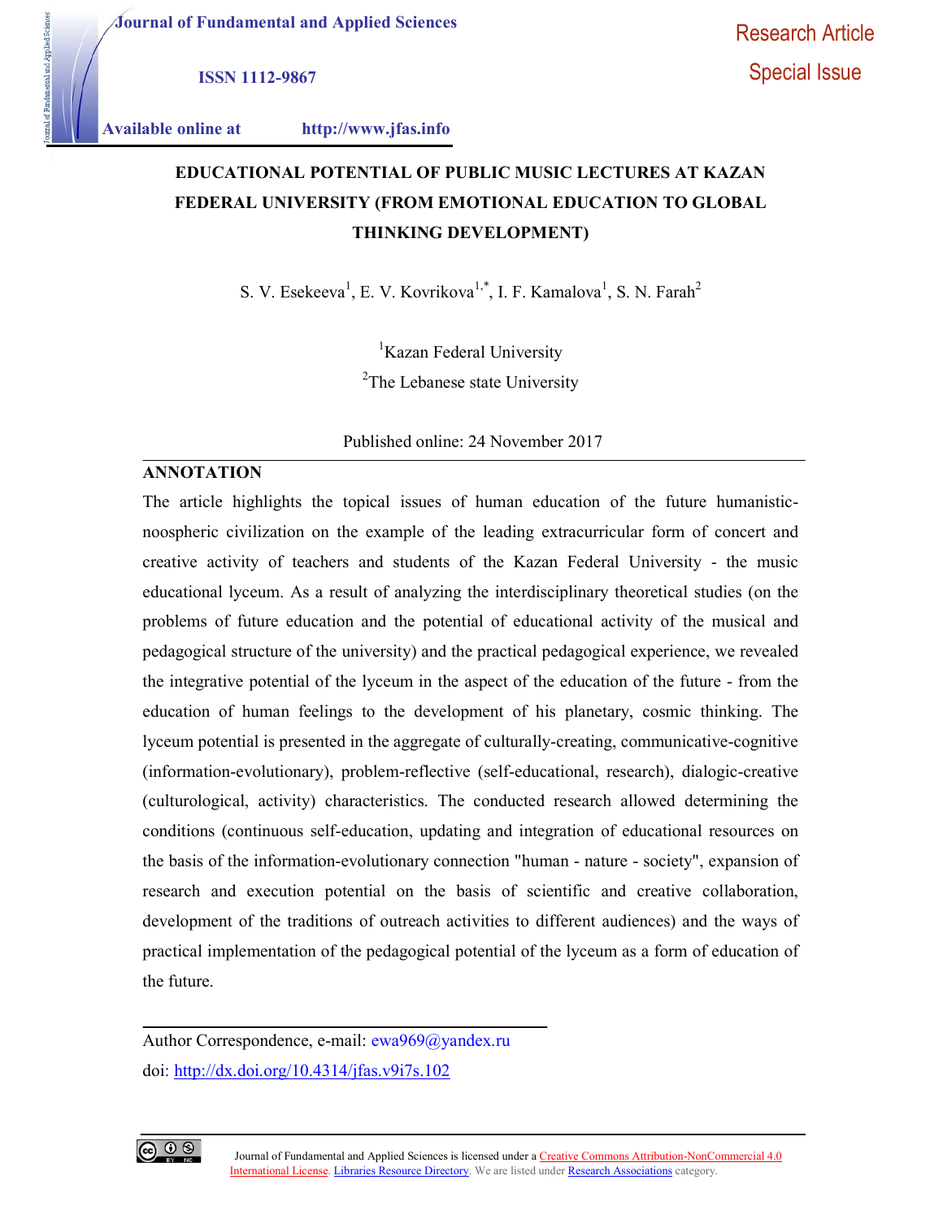Journal of Fundamental and Applied Sciences

ISSN 1112-9867

Available online at http://www.jfas.info

Research Article

Special Issue

# EDUCATIONAL POTENTIAL OF PUBLIC MUSIC LECTURES AT KAZAN FEDERAL UNIVERSITY (FROM EMOTIONAL EDUCATION TO GLOBAL THINKING DEVELOPMENT)

S. V. Esekeeva[1], E. V. Kovrikova[1,*], I. F. Kamalova[1], S. N. Farah[2]

[1]Kazan Federal University

[2]The Lebanese state University

Published online: 24 November 2017

## ANNOTATION

The article highlights the topical issues of human education of the future humanistic-noospheric civilization on the example of the leading extracurricular form of concert and creative activity of teachers and students of the Kazan Federal University - the music educational lyceum. As a result of analyzing the interdisciplinary theoretical studies (on the problems of future education and the potential of educational activity of the musical and pedagogical structure of the university) and the practical pedagogical experience, we revealed the integrative potential of the lyceum in the aspect of the education of the future - from the education of human feelings to the development of his planetary, cosmic thinking. The lyceum potential is presented in the aggregate of culturally-creating, communicative-cognitive (information-evolutionary), problem-reflective (self-educational, research), dialogic-creative (culturological, activity) characteristics. The conducted research allowed determining the conditions (continuous self-education, updating and integration of educational resources on the basis of the information-evolutionary connection "human - nature - society", expansion of research and execution potential on the basis of scientific and creative collaboration, development of the traditions of outreach activities to different audiences) and the ways of practical implementation of the pedagogical potential of the lyceum as a form of education of the future.

Author Correspondence, e-mail: ewa969@yandex.ru

doi: http://dx.doi.org/10.4314/jfas.v9i7s.102

Journal of Fundamental and Applied Sciences is licensed under a Creative Commons Attribution-NonCommercial 4.0 International License. Libraries Resource Directory. We are listed under Research Associations category.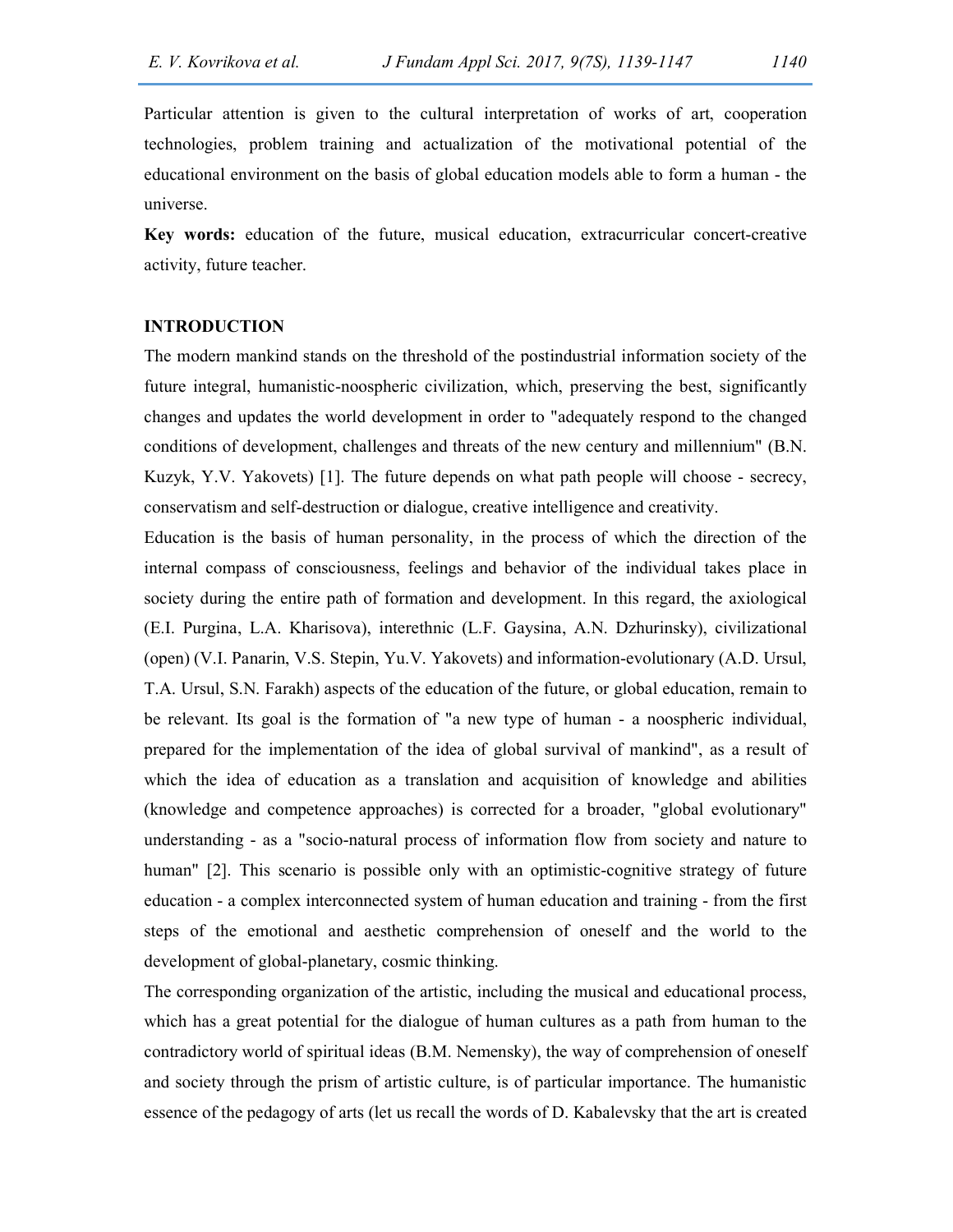Particular attention is given to the cultural interpretation of works of art, cooperation technologies, problem training and actualization of the motivational potential of the educational environment on the basis of global education models able to form a human - the universe.

**Key words:** education of the future, musical education, extracurricular concert-creative activity, future teacher.

## INTRODUCTION

The modern mankind stands on the threshold of the postindustrial information society of the future integral, humanistic-noospheric civilization, which, preserving the best, significantly changes and updates the world development in order to "adequately respond to the changed conditions of development, challenges and threats of the new century and millennium" (B.N. Kuzyk, Y.V. Yakovets) [1]. The future depends on what path people will choose - secrecy, conservatism and self-destruction or dialogue, creative intelligence and creativity.

Education is the basis of human personality, in the process of which the direction of the internal compass of consciousness, feelings and behavior of the individual takes place in society during the entire path of formation and development. In this regard, the axiological (E.I. Purgina, L.A. Kharisova), interethnic (L.F. Gaysina, A.N. Dzhurinsky), civilizational (open) (V.I. Panarin, V.S. Stepin, Yu.V. Yakovets) and information-evolutionary (A.D. Ursul, T.A. Ursul, S.N. Farakh) aspects of the education of the future, or global education, remain to be relevant. Its goal is the formation of "a new type of human - a noospheric individual, prepared for the implementation of the idea of global survival of mankind", as a result of which the idea of education as a translation and acquisition of knowledge and abilities (knowledge and competence approaches) is corrected for a broader, "global evolutionary" understanding - as a "socio-natural process of information flow from society and nature to human" [2]. This scenario is possible only with an optimistic-cognitive strategy of future education - a complex interconnected system of human education and training - from the first steps of the emotional and aesthetic comprehension of oneself and the world to the development of global-planetary, cosmic thinking.

The corresponding organization of the artistic, including the musical and educational process, which has a great potential for the dialogue of human cultures as a path from human to the contradictory world of spiritual ideas (B.M. Nemensky), the way of comprehension of oneself and society through the prism of artistic culture, is of particular importance. The humanistic essence of the pedagogy of arts (let us recall the words of D. Kabalevsky that the art is created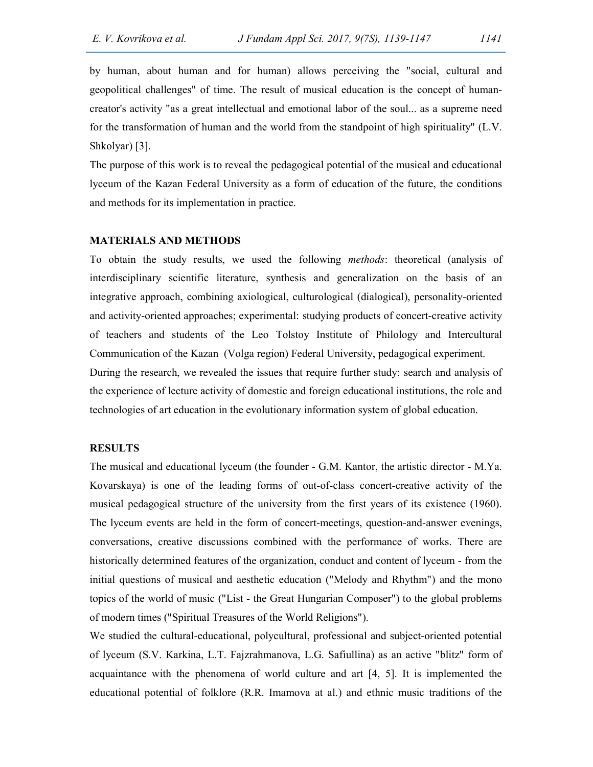by human, about human and for human) allows perceiving the "social, cultural and geopolitical challenges" of time. The result of musical education is the concept of human-creator's activity "as a great intellectual and emotional labor of the soul... as a supreme need for the transformation of human and the world from the standpoint of high spirituality" (L.V. Shkolyar) [3].

The purpose of this work is to reveal the pedagogical potential of the musical and educational lyceum of the Kazan Federal University as a form of education of the future, the conditions and methods for its implementation in practice.

## MATERIALS AND METHODS

To obtain the study results, we used the following *methods*: theoretical (analysis of interdisciplinary scientific literature, synthesis and generalization on the basis of an integrative approach, combining axiological, culturological (dialogical), personality-oriented and activity-oriented approaches; experimental: studying products of concert-creative activity of teachers and students of the Leo Tolstoy Institute of Philology and Intercultural Communication of the Kazan (Volga region) Federal University, pedagogical experiment.

During the research, we revealed the issues that require further study: search and analysis of the experience of lecture activity of domestic and foreign educational institutions, the role and technologies of art education in the evolutionary information system of global education.

## RESULTS

The musical and educational lyceum (the founder - G.M. Kantor, the artistic director - M.Ya. Kovarskaya) is one of the leading forms of out-of-class concert-creative activity of the musical pedagogical structure of the university from the first years of its existence (1960). The lyceum events are held in the form of concert-meetings, question-and-answer evenings, conversations, creative discussions combined with the performance of works. There are historically determined features of the organization, conduct and content of lyceum - from the initial questions of musical and aesthetic education ("Melody and Rhythm") and the mono topics of the world of music ("List - the Great Hungarian Composer") to the global problems of modern times ("Spiritual Treasures of the World Religions").

We studied the cultural-educational, polycultural, professional and subject-oriented potential of lyceum (S.V. Karkina, L.T. Fajzrahmanova, L.G. Safiullina) as an active "blitz" form of acquaintance with the phenomena of world culture and art [4, 5]. It is implemented the educational potential of folklore (R.R. Imamova at al.) and ethnic music traditions of the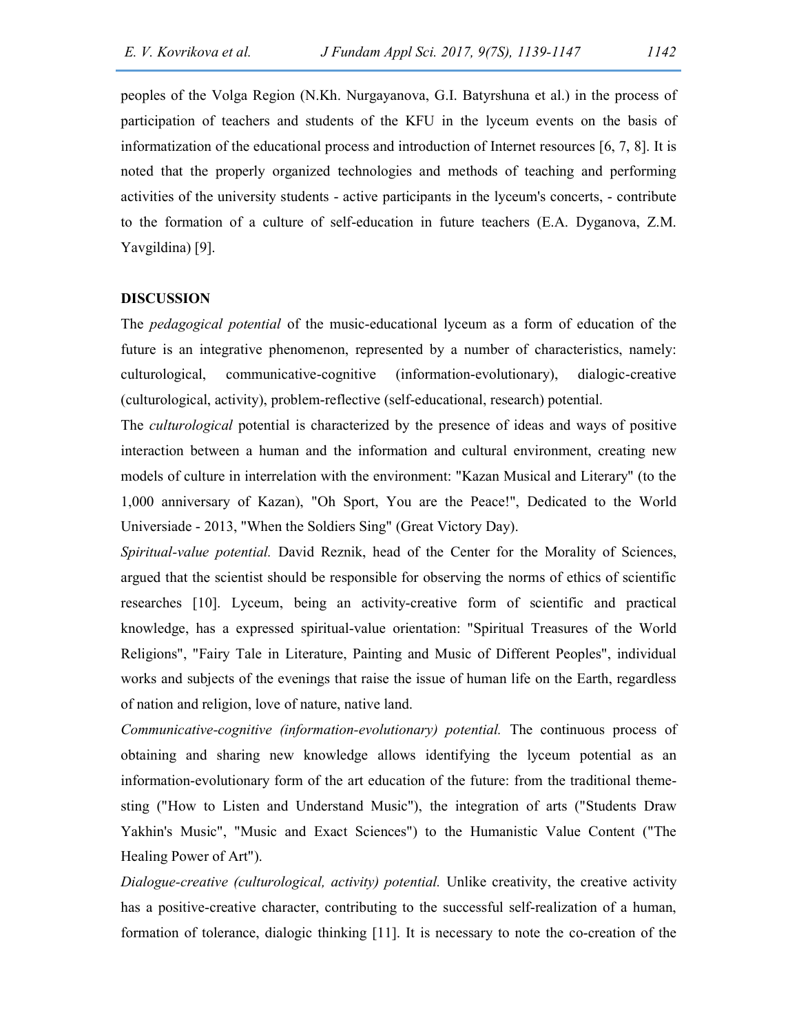peoples of the Volga Region (N.Kh. Nurgayanova, G.I. Batyrshuna et al.) in the process of participation of teachers and students of the KFU in the lyceum events on the basis of informatization of the educational process and introduction of Internet resources [6, 7, 8]. It is noted that the properly organized technologies and methods of teaching and performing activities of the university students - active participants in the lyceum's concerts, - contribute to the formation of a culture of self-education in future teachers (E.A. Dyganova, Z.M. Yavgildina) [9].

## DISCUSSION

The *pedagogical potential* of the music-educational lyceum as a form of education of the future is an integrative phenomenon, represented by a number of characteristics, namely: culturological, communicative-cognitive (information-evolutionary), dialogic-creative (culturological, activity), problem-reflective (self-educational, research) potential.

The *culturological* potential is characterized by the presence of ideas and ways of positive interaction between a human and the information and cultural environment, creating new models of culture in interrelation with the environment: "Kazan Musical and Literary" (to the 1,000 anniversary of Kazan), "Oh Sport, You are the Peace!", Dedicated to the World Universiade - 2013, "When the Soldiers Sing" (Great Victory Day).

*Spiritual-value potential.* David Reznik, head of the Center for the Morality of Sciences, argued that the scientist should be responsible for observing the norms of ethics of scientific researches [10]. Lyceum, being an activity-creative form of scientific and practical knowledge, has a expressed spiritual-value orientation: "Spiritual Treasures of the World Religions", "Fairy Tale in Literature, Painting and Music of Different Peoples", individual works and subjects of the evenings that raise the issue of human life on the Earth, regardless of nation and religion, love of nature, native land.

*Communicative-cognitive (information-evolutionary) potential.* The continuous process of obtaining and sharing new knowledge allows identifying the lyceum potential as an information-evolutionary form of the art education of the future: from the traditional theme-sting ("How to Listen and Understand Music"), the integration of arts ("Students Draw Yakhin's Music", "Music and Exact Sciences") to the Humanistic Value Content ("The Healing Power of Art").

*Dialogue-creative (culturological, activity) potential.* Unlike creativity, the creative activity has a positive-creative character, contributing to the successful self-realization of a human, formation of tolerance, dialogic thinking [11]. It is necessary to note the co-creation of the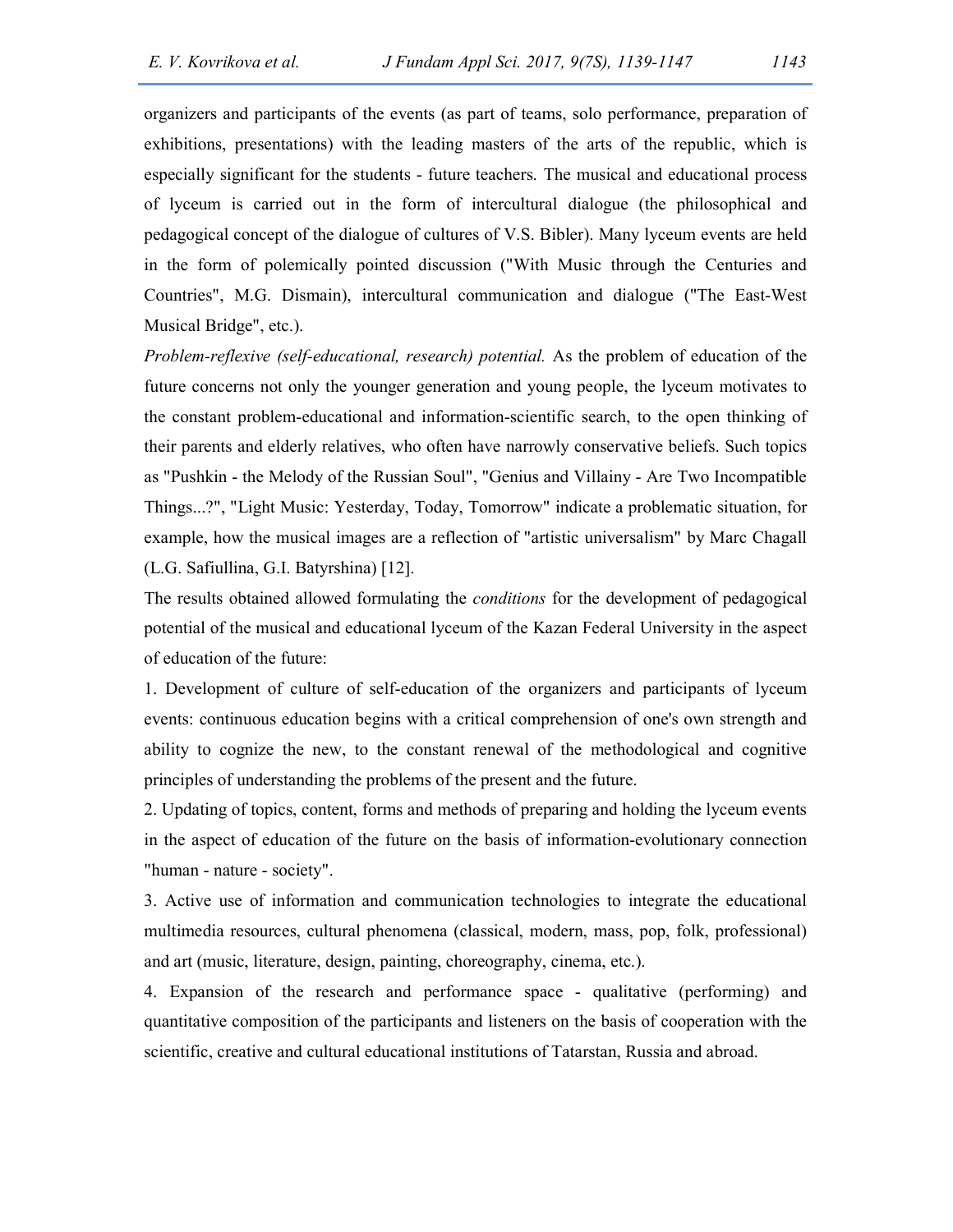organizers and participants of the events (as part of teams, solo performance, preparation of exhibitions, presentations) with the leading masters of the arts of the republic, which is especially significant for the students - future teachers. The musical and educational process of lyceum is carried out in the form of intercultural dialogue (the philosophical and pedagogical concept of the dialogue of cultures of V.S. Bibler). Many lyceum events are held in the form of polemically pointed discussion ("With Music through the Centuries and Countries", M.G. Dismain), intercultural communication and dialogue ("The East-West Musical Bridge", etc.).

*Problem-reflexive (self-educational, research) potential.* As the problem of education of the future concerns not only the younger generation and young people, the lyceum motivates to the constant problem-educational and information-scientific search, to the open thinking of their parents and elderly relatives, who often have narrowly conservative beliefs. Such topics as "Pushkin - the Melody of the Russian Soul", "Genius and Villainy - Are Two Incompatible Things...?", "Light Music: Yesterday, Today, Tomorrow" indicate a problematic situation, for example, how the musical images are a reflection of "artistic universalism" by Marc Chagall (L.G. Safiullina, G.I. Batyrshina) [12].

The results obtained allowed formulating the *conditions* for the development of pedagogical potential of the musical and educational lyceum of the Kazan Federal University in the aspect of education of the future:

1. Development of culture of self-education of the organizers and participants of lyceum events: continuous education begins with a critical comprehension of one's own strength and ability to cognize the new, to the constant renewal of the methodological and cognitive principles of understanding the problems of the present and the future.

2. Updating of topics, content, forms and methods of preparing and holding the lyceum events in the aspect of education of the future on the basis of information-evolutionary connection "human - nature - society".

3. Active use of information and communication technologies to integrate the educational multimedia resources, cultural phenomena (classical, modern, mass, pop, folk, professional) and art (music, literature, design, painting, choreography, cinema, etc.).

4. Expansion of the research and performance space - qualitative (performing) and quantitative composition of the participants and listeners on the basis of cooperation with the scientific, creative and cultural educational institutions of Tatarstan, Russia and abroad.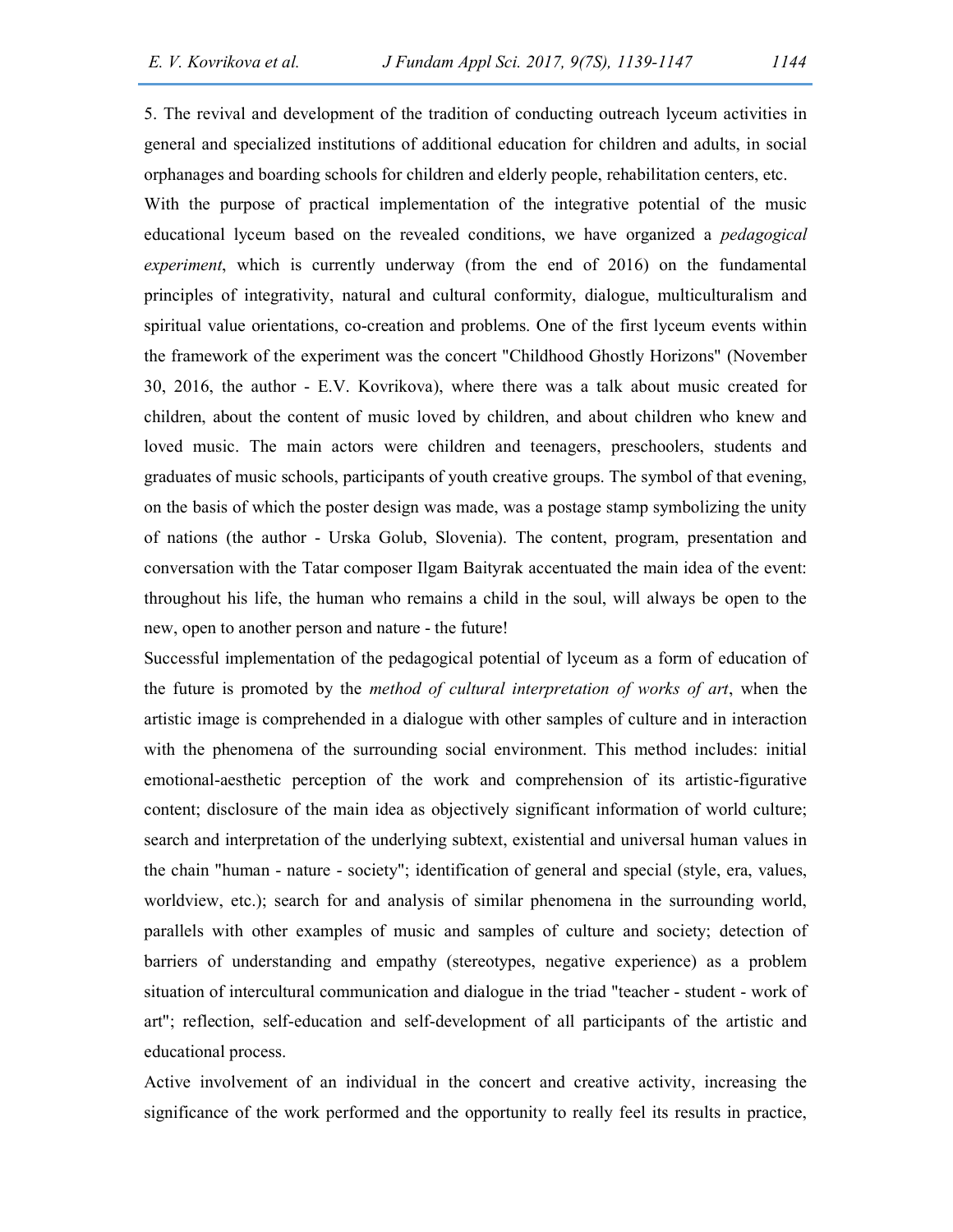5. The revival and development of the tradition of conducting outreach lyceum activities in general and specialized institutions of additional education for children and adults, in social orphanages and boarding schools for children and elderly people, rehabilitation centers, etc.

With the purpose of practical implementation of the integrative potential of the music educational lyceum based on the revealed conditions, we have organized a *pedagogical experiment*, which is currently underway (from the end of 2016) on the fundamental principles of integrativity, natural and cultural conformity, dialogue, multiculturalism and spiritual value orientations, co-creation and problems. One of the first lyceum events within the framework of the experiment was the concert "Childhood Ghostly Horizons" (November 30, 2016, the author - E.V. Kovrikova), where there was a talk about music created for children, about the content of music loved by children, and about children who knew and loved music. The main actors were children and teenagers, preschoolers, students and graduates of music schools, participants of youth creative groups. The symbol of that evening, on the basis of which the poster design was made, was a postage stamp symbolizing the unity of nations (the author - Urska Golub, Slovenia). The content, program, presentation and conversation with the Tatar composer Ilgam Baityrak accentuated the main idea of the event: throughout his life, the human who remains a child in the soul, will always be open to the new, open to another person and nature - the future!

Successful implementation of the pedagogical potential of lyceum as a form of education of the future is promoted by the *method of cultural interpretation of works of art*, when the artistic image is comprehended in a dialogue with other samples of culture and in interaction with the phenomena of the surrounding social environment. This method includes: initial emotional-aesthetic perception of the work and comprehension of its artistic-figurative content; disclosure of the main idea as objectively significant information of world culture; search and interpretation of the underlying subtext, existential and universal human values in the chain "human - nature - society"; identification of general and special (style, era, values, worldview, etc.); search for and analysis of similar phenomena in the surrounding world, parallels with other examples of music and samples of culture and society; detection of barriers of understanding and empathy (stereotypes, negative experience) as a problem situation of intercultural communication and dialogue in the triad "teacher - student - work of art"; reflection, self-education and self-development of all participants of the artistic and educational process.

Active involvement of an individual in the concert and creative activity, increasing the significance of the work performed and the opportunity to really feel its results in practice,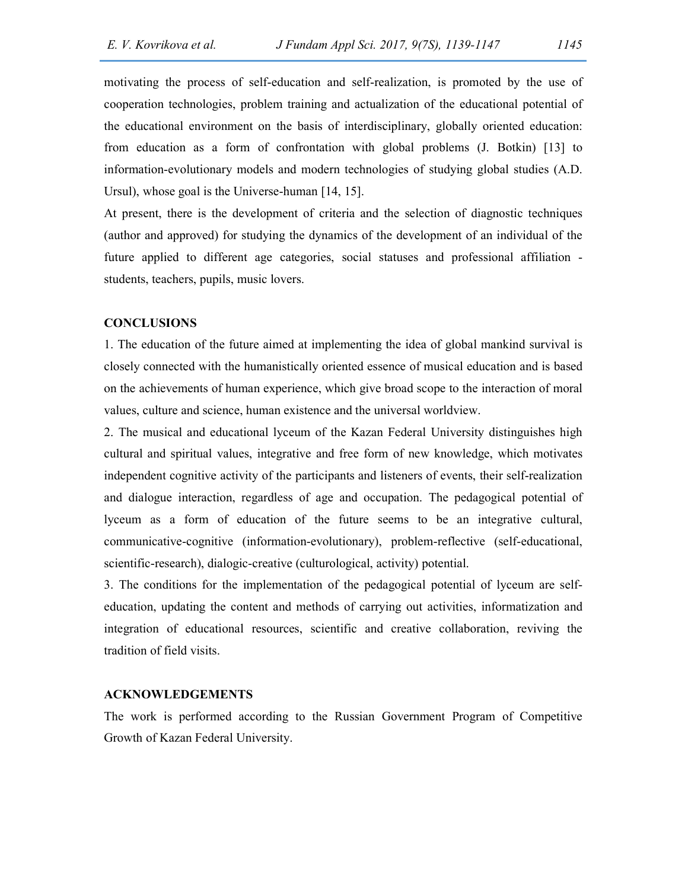motivating the process of self-education and self-realization, is promoted by the use of cooperation technologies, problem training and actualization of the educational potential of the educational environment on the basis of interdisciplinary, globally oriented education: from education as a form of confrontation with global problems (J. Botkin) [13] to information-evolutionary models and modern technologies of studying global studies (A.D. Ursul), whose goal is the Universe-human [14, 15].

At present, there is the development of criteria and the selection of diagnostic techniques (author and approved) for studying the dynamics of the development of an individual of the future applied to different age categories, social statuses and professional affiliation - students, teachers, pupils, music lovers.

## CONCLUSIONS

1. The education of the future aimed at implementing the idea of global mankind survival is closely connected with the humanistically oriented essence of musical education and is based on the achievements of human experience, which give broad scope to the interaction of moral values, culture and science, human existence and the universal worldview.

2. The musical and educational lyceum of the Kazan Federal University distinguishes high cultural and spiritual values, integrative and free form of new knowledge, which motivates independent cognitive activity of the participants and listeners of events, their self-realization and dialogue interaction, regardless of age and occupation. The pedagogical potential of lyceum as a form of education of the future seems to be an integrative cultural, communicative-cognitive (information-evolutionary), problem-reflective (self-educational, scientific-research), dialogic-creative (culturological, activity) potential.

3. The conditions for the implementation of the pedagogical potential of lyceum are self-education, updating the content and methods of carrying out activities, informatization and integration of educational resources, scientific and creative collaboration, reviving the tradition of field visits.

## ACKNOWLEDGEMENTS

The work is performed according to the Russian Government Program of Competitive Growth of Kazan Federal University.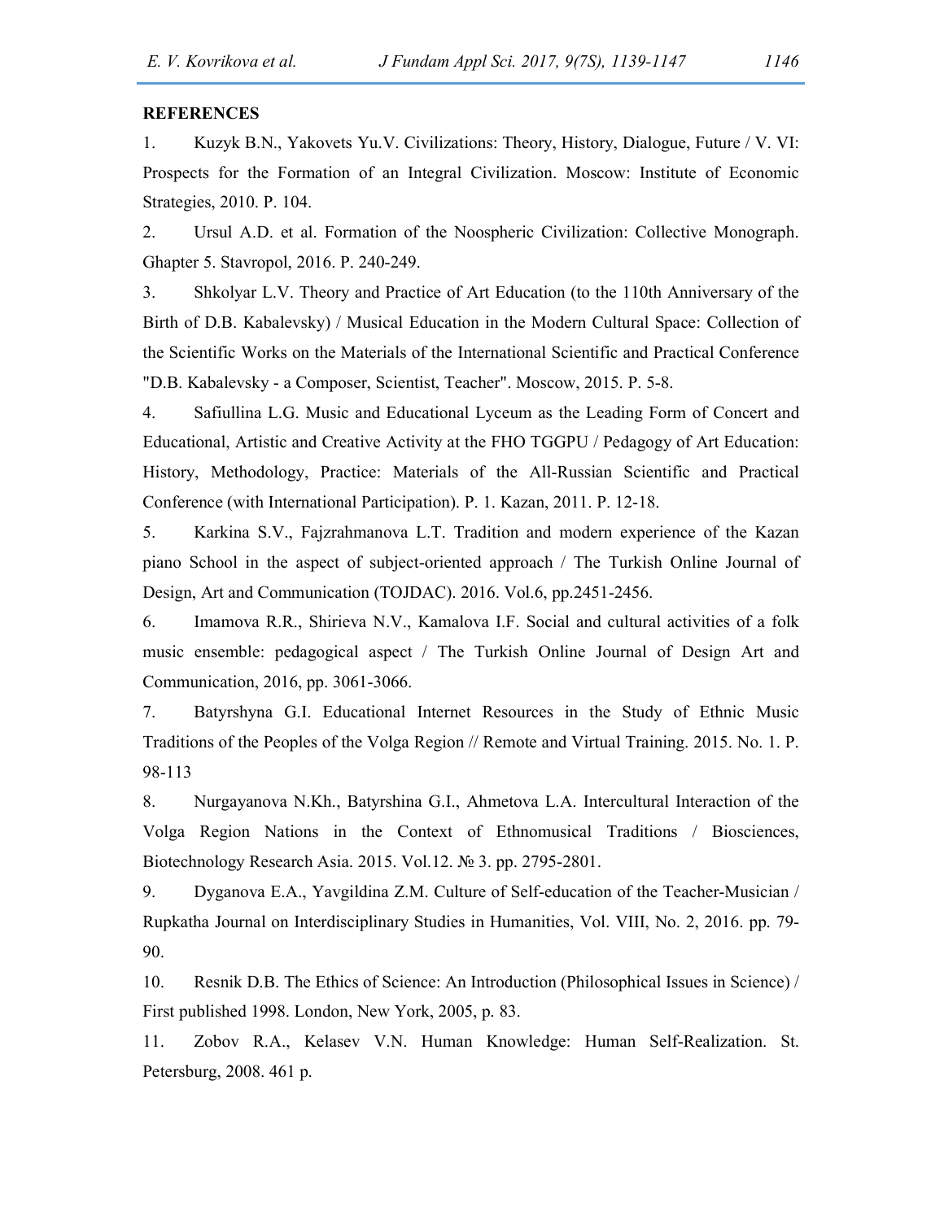**REFERENCES**

1. Kuzyk B.N., Yakovets Yu.V. Civilizations: Theory, History, Dialogue, Future / V. VI: Prospects for the Formation of an Integral Civilization. Moscow: Institute of Economic Strategies, 2010. P. 104.

2. Ursul A.D. et al. Formation of the Noospheric Civilization: Collective Monograph. Ghapter 5. Stavropol, 2016. P. 240-249.

3. Shkolyar L.V. Theory and Practice of Art Education (to the 110th Anniversary of the Birth of D.B. Kabalevsky) / Musical Education in the Modern Cultural Space: Collection of the Scientific Works on the Materials of the International Scientific and Practical Conference "D.B. Kabalevsky - a Composer, Scientist, Teacher". Moscow, 2015. P. 5-8.

4. Safiullina L.G. Music and Educational Lyceum as the Leading Form of Concert and Educational, Artistic and Creative Activity at the FHO TGGPU / Pedagogy of Art Education: History, Methodology, Practice: Materials of the All-Russian Scientific and Practical Conference (with International Participation). P. 1. Kazan, 2011. P. 12-18.

5. Karkina S.V., Fajzrahmanova L.T. Tradition and modern experience of the Kazan piano School in the aspect of subject-oriented approach / The Turkish Online Journal of Design, Art and Communication (TOJDAC). 2016. Vol.6, pp.2451-2456.

6. Imamova R.R., Shirieva N.V., Kamalova I.F. Social and cultural activities of a folk music ensemble: pedagogical aspect / The Turkish Online Journal of Design Art and Communication, 2016, pp. 3061-3066.

7. Batyrshyna G.I. Educational Internet Resources in the Study of Ethnic Music Traditions of the Peoples of the Volga Region // Remote and Virtual Training. 2015. No. 1. P. 98-113

8. Nurgayanova N.Kh., Batyrshina G.I., Ahmetova L.A. Intercultural Interaction of the Volga Region Nations in the Context of Ethnomusical Traditions / Biosciences, Biotechnology Research Asia. 2015. Vol.12. № 3. pp. 2795-2801.

9. Dyganova E.A., Yavgildina Z.M. Culture of Self-education of the Teacher-Musician / Rupkatha Journal on Interdisciplinary Studies in Humanities, Vol. VIII, No. 2, 2016. pp. 79-90.

10. Resnik D.B. The Ethics of Science: An Introduction (Philosophical Issues in Science) / First published 1998. London, New York, 2005, p. 83.

11. Zobov R.A., Kelasev V.N. Human Knowledge: Human Self-Realization. St. Petersburg, 2008. 461 p.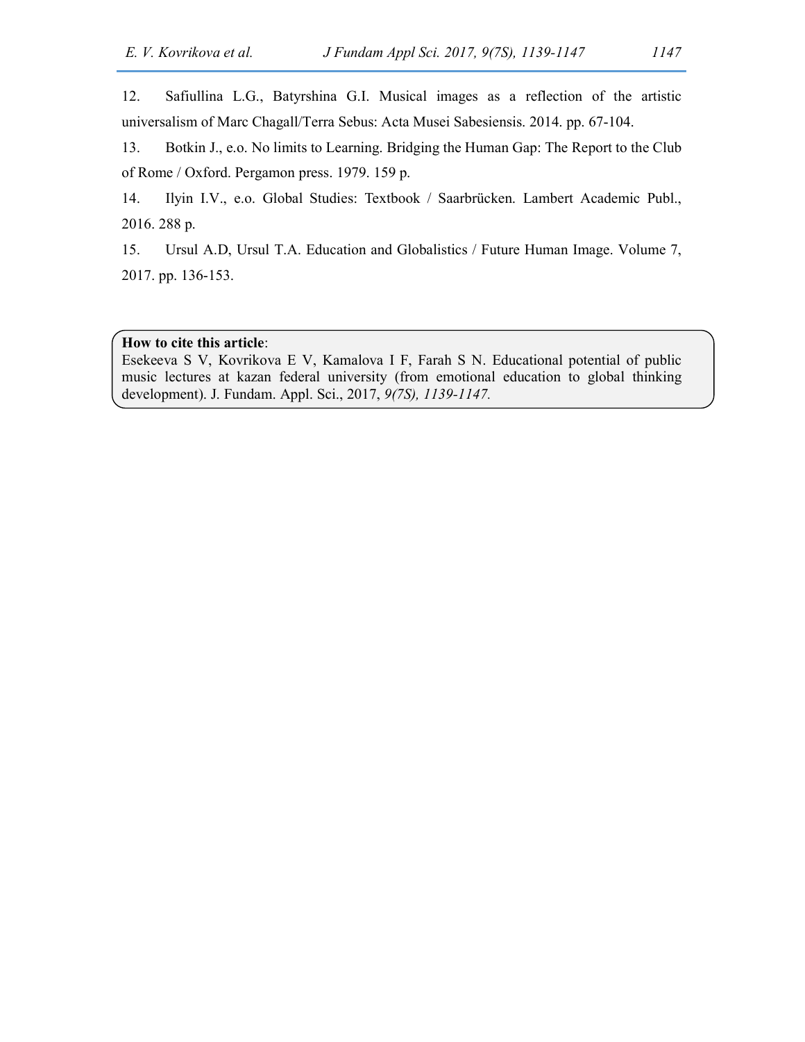12. Safiullina L.G., Batyrshina G.I. Musical images as a reflection of the artistic universalism of Marc Chagall/Terra Sebus: Acta Musei Sabesiensis. 2014. pp. 67-104.

13. Botkin J., e.o. No limits to Learning. Bridging the Human Gap: The Report to the Club of Rome / Oxford. Pergamon press. 1979. 159 p.

14. Ilyin I.V., e.o. Global Studies: Textbook / Saarbrücken. Lambert Academic Publ., 2016. 288 p.

15. Ursul A.D, Ursul T.A. Education and Globalistics / Future Human Image. Volume 7, 2017. pp. 136-153.

**How to cite this article**:
Esekeeva S V, Kovrikova E V, Kamalova I F, Farah S N. Educational potential of public music lectures at kazan federal university (from emotional education to global thinking development). J. Fundam. Appl. Sci., 2017, *9(7S), 1139-1147.*